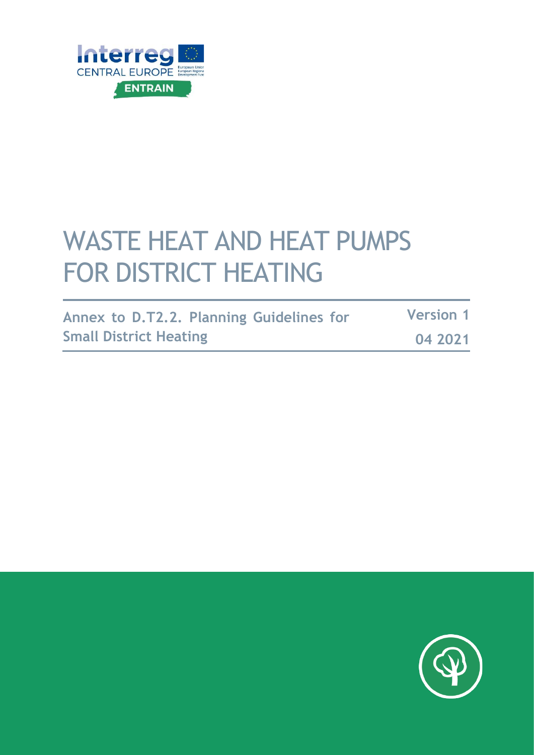# WASTE HEAT AND HEAT PUMPS FOR DISTRICT HEATING

**Annex to D.T2.2. Planning Guidelines for Small District Heating**

**Version 1**

**04 2021**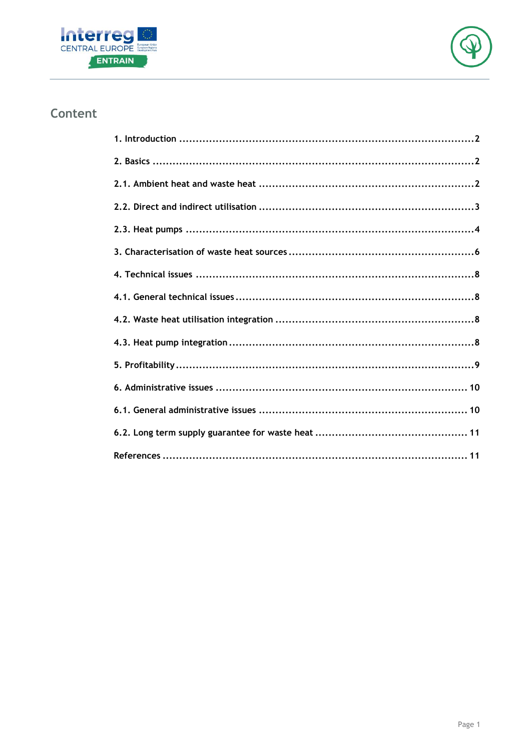# Content

1. Introduction ........................................................................................2

2. Basics ..............................................................................................2

2.1. Ambient heat and waste heat ................................................................2

2.2. Direct and indirect utilisation ................................................................3

2.3. Heat pumps ......................................................................................4

3. Characterisation of waste heat sources ......................................................6

4. Technical issues ..................................................................................8

4.1. General technical issues ......................................................................8

4.2. Waste heat utilisation integration ...........................................................8

4.3. Heat pump integration .........................................................................8

5. Profitability ........................................................................................9

6. Administrative issues .......................................................................... 10

6.1. General administrative issues .............................................................. 10

6.2. Long term supply guarantee for waste heat ............................................. 11

References ........................................................................................... 11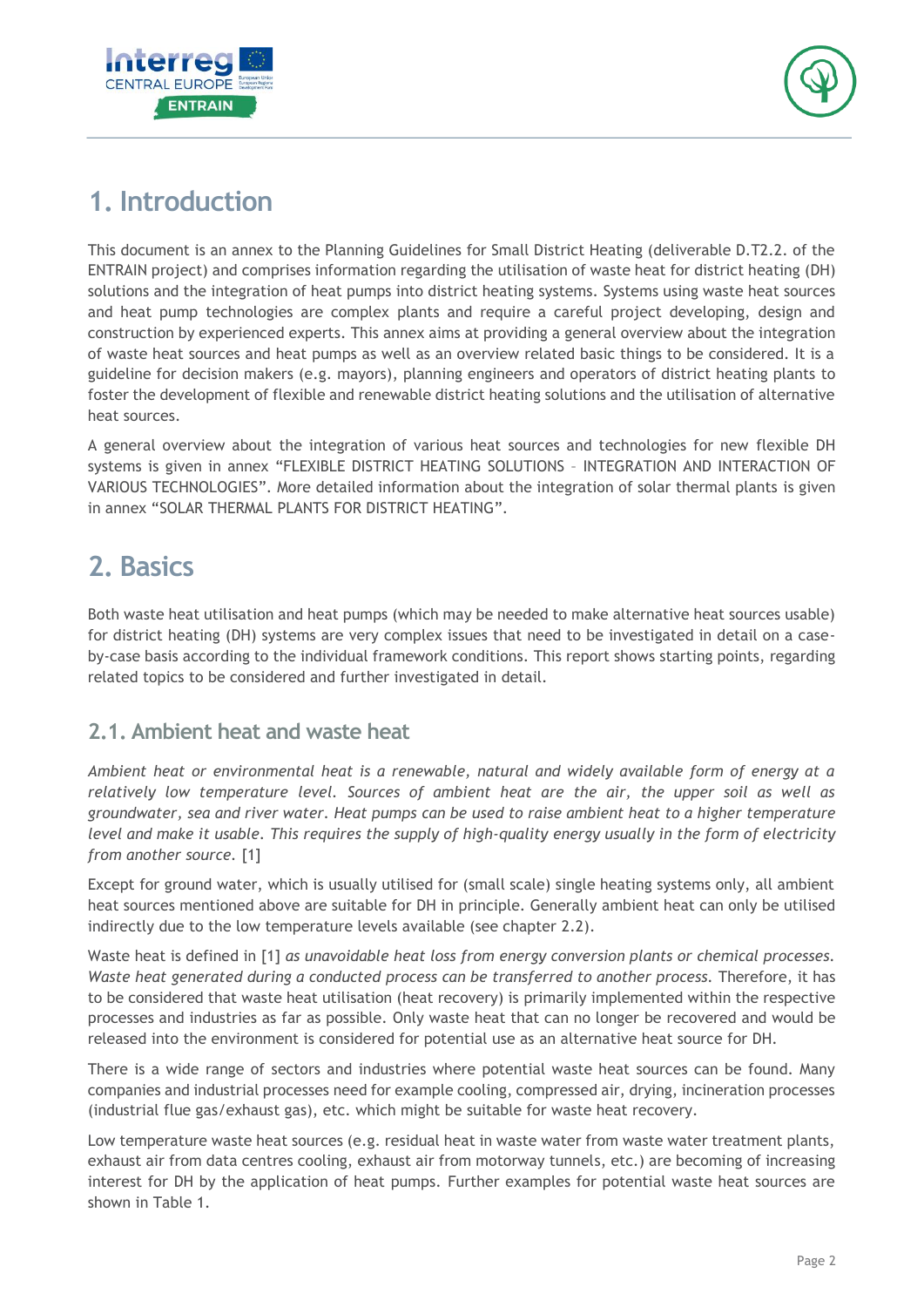# 1. Introduction

This document is an annex to the Planning Guidelines for Small District Heating (deliverable D.T2.2. of the ENTRAIN project) and comprises information regarding the utilisation of waste heat for district heating (DH) solutions and the integration of heat pumps into district heating systems. Systems using waste heat sources and heat pump technologies are complex plants and require a careful project developing, design and construction by experienced experts. This annex aims at providing a general overview about the integration of waste heat sources and heat pumps as well as an overview related basic things to be considered. It is a guideline for decision makers (e.g. mayors), planning engineers and operators of district heating plants to foster the development of flexible and renewable district heating solutions and the utilisation of alternative heat sources.

A general overview about the integration of various heat sources and technologies for new flexible DH systems is given in annex "FLEXIBLE DISTRICT HEATING SOLUTIONS – INTEGRATION AND INTERACTION OF VARIOUS TECHNOLOGIES". More detailed information about the integration of solar thermal plants is given in annex "SOLAR THERMAL PLANTS FOR DISTRICT HEATING".

# 2. Basics

Both waste heat utilisation and heat pumps (which may be needed to make alternative heat sources usable) for district heating (DH) systems are very complex issues that need to be investigated in detail on a case-by-case basis according to the individual framework conditions. This report shows starting points, regarding related topics to be considered and further investigated in detail.

## 2.1. Ambient heat and waste heat

*Ambient heat or environmental heat is a renewable, natural and widely available form of energy at a relatively low temperature level. Sources of ambient heat are the air, the upper soil as well as groundwater, sea and river water. Heat pumps can be used to raise ambient heat to a higher temperature level and make it usable. This requires the supply of high-quality energy usually in the form of electricity from another source.* [1]

Except for ground water, which is usually utilised for (small scale) single heating systems only, all ambient heat sources mentioned above are suitable for DH in principle. Generally ambient heat can only be utilised indirectly due to the low temperature levels available (see chapter 2.2).

Waste heat is defined in [1] *as unavoidable heat loss from energy conversion plants or chemical processes. Waste heat generated during a conducted process can be transferred to another process.* Therefore, it has to be considered that waste heat utilisation (heat recovery) is primarily implemented within the respective processes and industries as far as possible. Only waste heat that can no longer be recovered and would be released into the environment is considered for potential use as an alternative heat source for DH.

There is a wide range of sectors and industries where potential waste heat sources can be found. Many companies and industrial processes need for example cooling, compressed air, drying, incineration processes (industrial flue gas/exhaust gas), etc. which might be suitable for waste heat recovery.

Low temperature waste heat sources (e.g. residual heat in waste water from waste water treatment plants, exhaust air from data centres cooling, exhaust air from motorway tunnels, etc.) are becoming of increasing interest for DH by the application of heat pumps. Further examples for potential waste heat sources are shown in Table 1.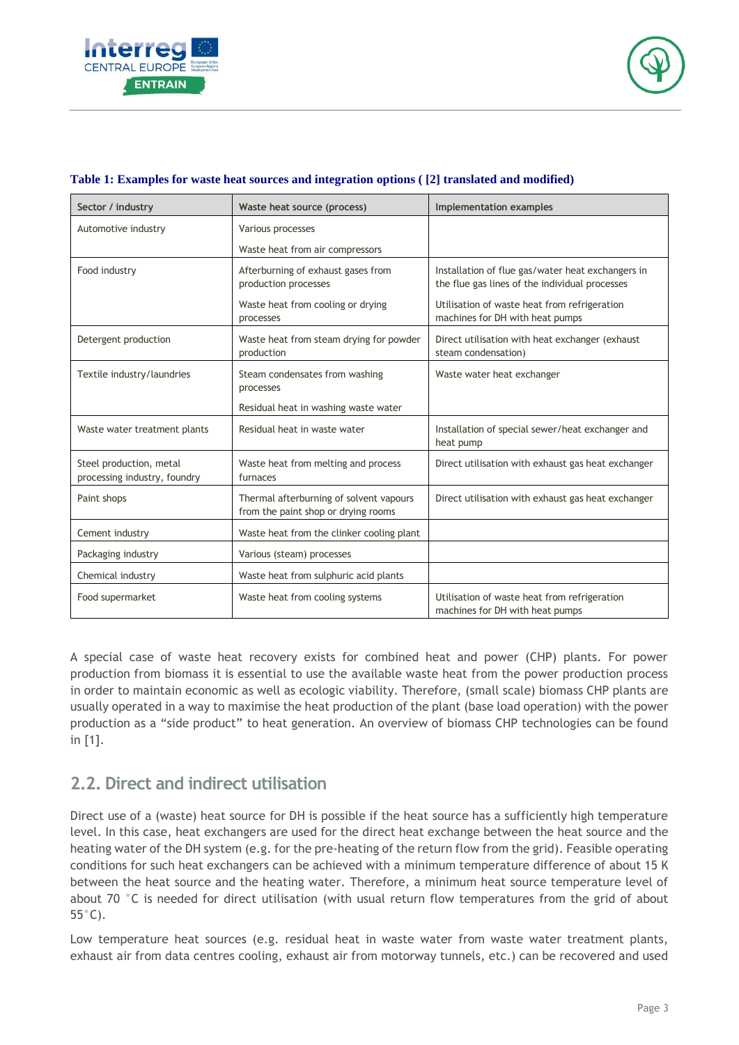**Table 1: Examples for waste heat sources and integration options ( [2] translated and modified)**

| Sector / industry | Waste heat source (process) | Implementation examples |
|---|---|---|
| Automotive industry | Various processes<br>Waste heat from air compressors | |
| Food industry | Afterburning of exhaust gases from production processes<br>Waste heat from cooling or drying processes | Installation of flue gas/water heat exchangers in the flue gas lines of the individual processes<br>Utilisation of waste heat from refrigeration machines for DH with heat pumps |
| Detergent production | Waste heat from steam drying for powder production | Direct utilisation with heat exchanger (exhaust steam condensation) |
| Textile industry/laundries | Steam condensates from washing processes<br>Residual heat in washing waste water | Waste water heat exchanger |
| Waste water treatment plants | Residual heat in waste water | Installation of special sewer/heat exchanger and heat pump |
| Steel production, metal processing industry, foundry | Waste heat from melting and process furnaces | Direct utilisation with exhaust gas heat exchanger |
| Paint shops | Thermal afterburning of solvent vapours from the paint shop or drying rooms | Direct utilisation with exhaust gas heat exchanger |
| Cement industry | Waste heat from the clinker cooling plant | |
| Packaging industry | Various (steam) processes | |
| Chemical industry | Waste heat from sulphuric acid plants | |
| Food supermarket | Waste heat from cooling systems | Utilisation of waste heat from refrigeration machines for DH with heat pumps |

A special case of waste heat recovery exists for combined heat and power (CHP) plants. For power production from biomass it is essential to use the available waste heat from the power production process in order to maintain economic as well as ecologic viability. Therefore, (small scale) biomass CHP plants are usually operated in a way to maximise the heat production of the plant (base load operation) with the power production as a "side product" to heat generation. An overview of biomass CHP technologies can be found in [1].

## 2.2. Direct and indirect utilisation

Direct use of a (waste) heat source for DH is possible if the heat source has a sufficiently high temperature level. In this case, heat exchangers are used for the direct heat exchange between the heat source and the heating water of the DH system (e.g. for the pre-heating of the return flow from the grid). Feasible operating conditions for such heat exchangers can be achieved with a minimum temperature difference of about 15 K between the heat source and the heating water. Therefore, a minimum heat source temperature level of about 70 °C is needed for direct utilisation (with usual return flow temperatures from the grid of about 55°C).

Low temperature heat sources (e.g. residual heat in waste water from waste water treatment plants, exhaust air from data centres cooling, exhaust air from motorway tunnels, etc.) can be recovered and used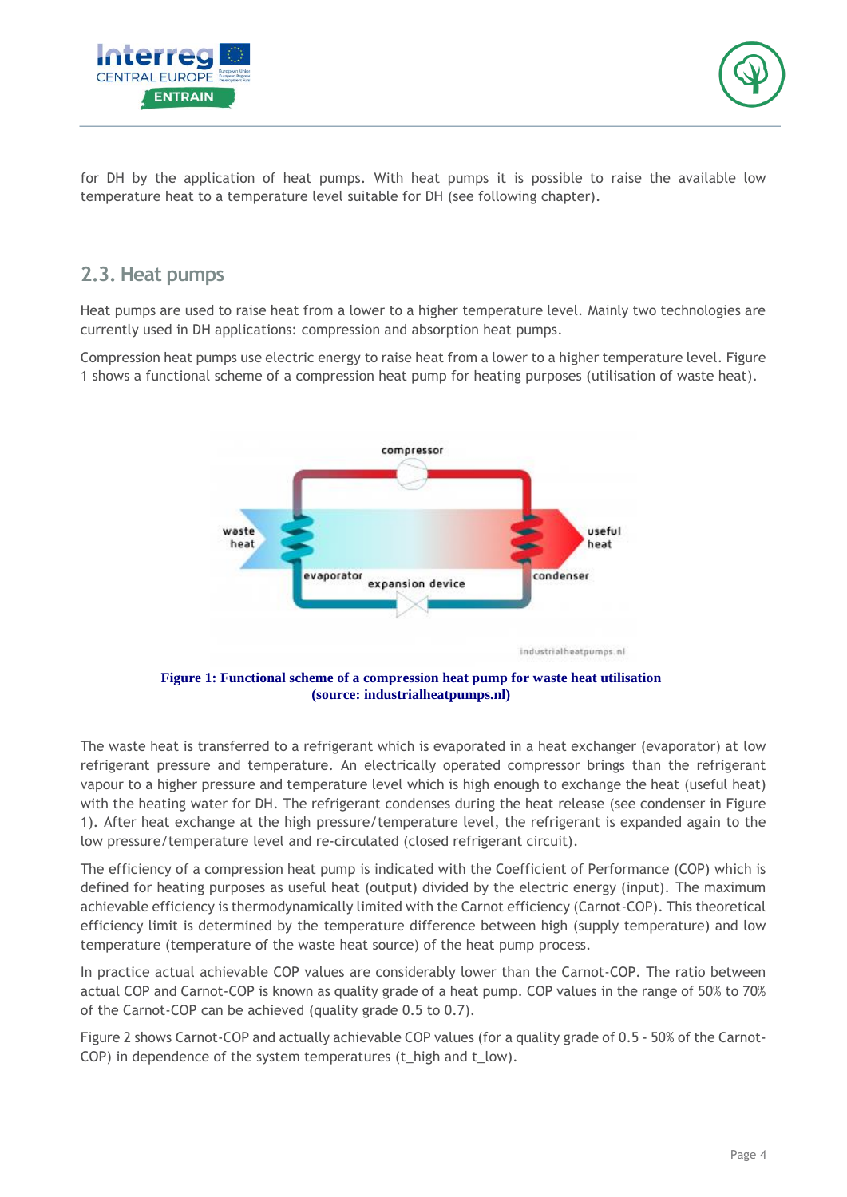for DH by the application of heat pumps. With heat pumps it is possible to raise the available low temperature heat to a temperature level suitable for DH (see following chapter).

## 2.3. Heat pumps

Heat pumps are used to raise heat from a lower to a higher temperature level. Mainly two technologies are currently used in DH applications: compression and absorption heat pumps.

Compression heat pumps use electric energy to raise heat from a lower to a higher temperature level. Figure 1 shows a functional scheme of a compression heat pump for heating purposes (utilisation of waste heat).

**Figure 1: Functional scheme of a compression heat pump for waste heat utilisation (source: industrialheatpumps.nl)**

The waste heat is transferred to a refrigerant which is evaporated in a heat exchanger (evaporator) at low refrigerant pressure and temperature. An electrically operated compressor brings than the refrigerant vapour to a higher pressure and temperature level which is high enough to exchange the heat (useful heat) with the heating water for DH. The refrigerant condenses during the heat release (see condenser in Figure 1). After heat exchange at the high pressure/temperature level, the refrigerant is expanded again to the low pressure/temperature level and re-circulated (closed refrigerant circuit).

The efficiency of a compression heat pump is indicated with the Coefficient of Performance (COP) which is defined for heating purposes as useful heat (output) divided by the electric energy (input). The maximum achievable efficiency is thermodynamically limited with the Carnot efficiency (Carnot-COP). This theoretical efficiency limit is determined by the temperature difference between high (supply temperature) and low temperature (temperature of the waste heat source) of the heat pump process.

In practice actual achievable COP values are considerably lower than the Carnot-COP. The ratio between actual COP and Carnot-COP is known as quality grade of a heat pump. COP values in the range of 50% to 70% of the Carnot-COP can be achieved (quality grade 0.5 to 0.7).

Figure 2 shows Carnot-COP and actually achievable COP values (for a quality grade of 0.5 - 50% of the Carnot-COP) in dependence of the system temperatures ($t_{high}$ and $t_{low}$).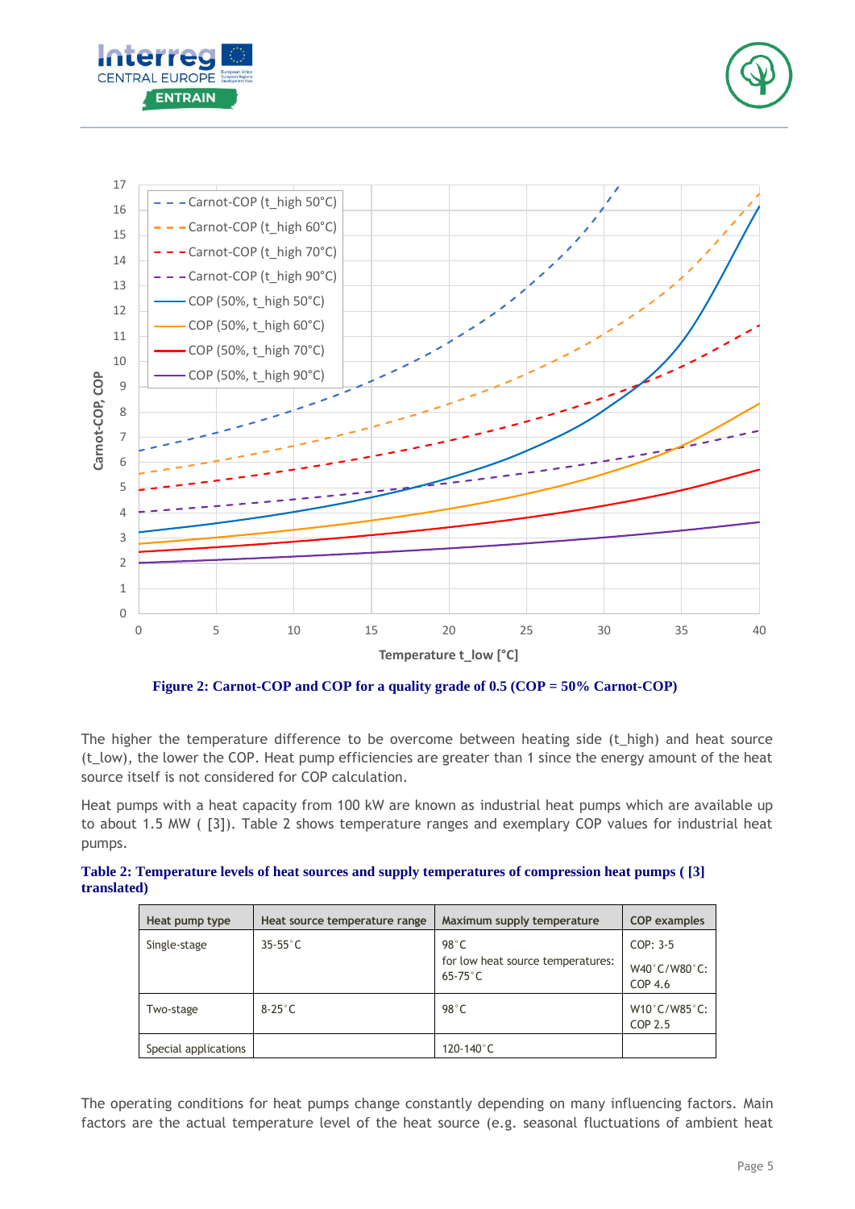**Figure 2: Carnot-COP and COP for a quality grade of 0.5 (COP = 50% Carnot-COP)**

The higher the temperature difference to be overcome between heating side (t_high) and heat source (t_low), the lower the COP. Heat pump efficiencies are greater than 1 since the energy amount of the heat source itself is not considered for COP calculation.

Heat pumps with a heat capacity from 100 kW are known as industrial heat pumps which are available up to about 1.5 MW ( [3]). Table 2 shows temperature ranges and exemplary COP values for industrial heat pumps.

**Table 2: Temperature levels of heat sources and supply temperatures of compression heat pumps ( [3] translated)**

| Heat pump type | Heat source temperature range | Maximum supply temperature | COP examples |
|---|---|---|---|
| Single-stage | 35-55°C | 98°C<br>for low heat source temperatures: 65-75°C | COP: 3-5<br>W40°C/W80°C: COP 4.6 |
| Two-stage | 8-25°C | 98°C | W10°C/W85°C: COP 2.5 |
| Special applications | | 120-140°C | |

The operating conditions for heat pumps change constantly depending on many influencing factors. Main factors are the actual temperature level of the heat source (e.g. seasonal fluctuations of ambient heat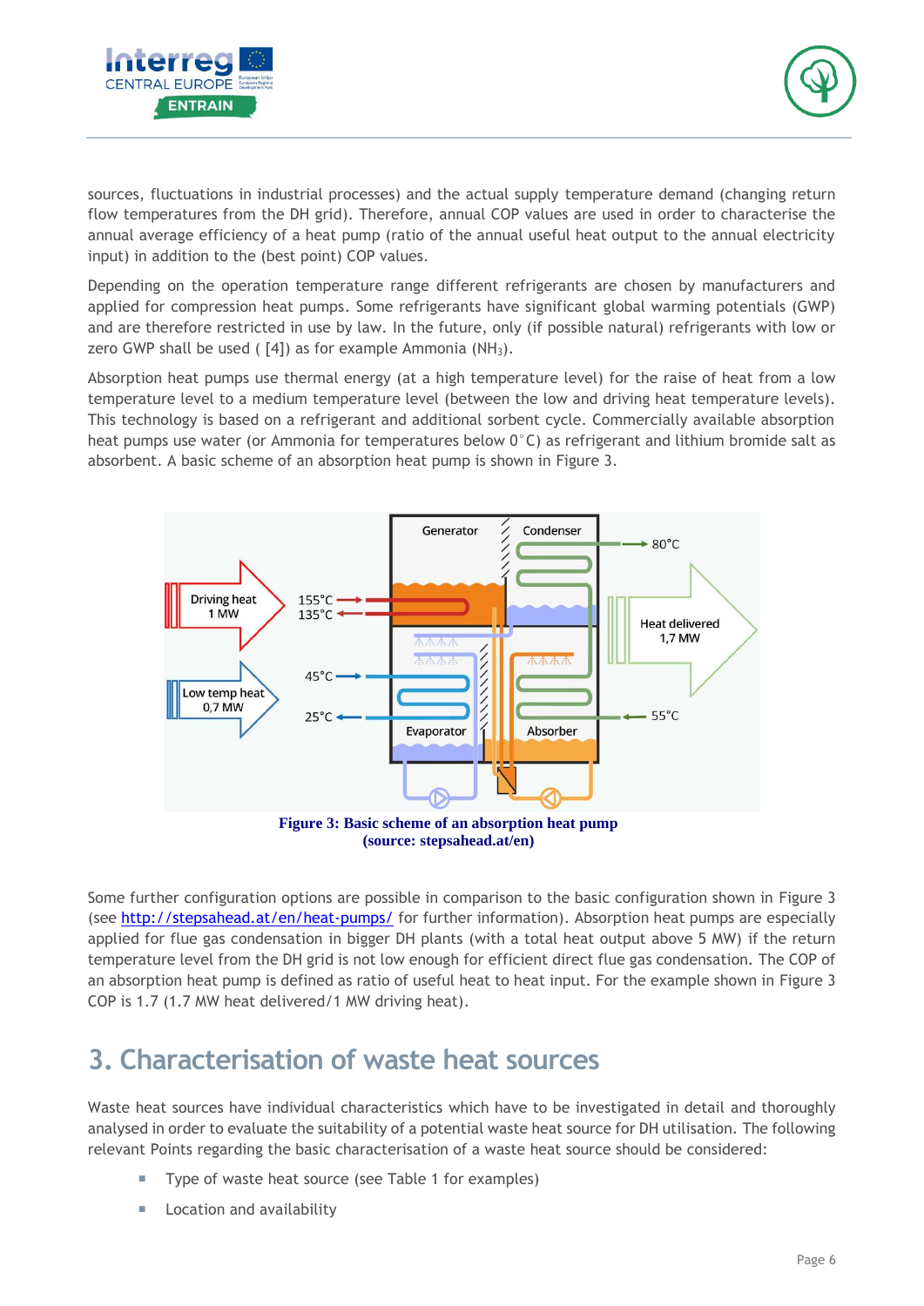sources, fluctuations in industrial processes) and the actual supply temperature demand (changing return flow temperatures from the DH grid). Therefore, annual COP values are used in order to characterise the annual average efficiency of a heat pump (ratio of the annual useful heat output to the annual electricity input) in addition to the (best point) COP values.

Depending on the operation temperature range different refrigerants are chosen by manufacturers and applied for compression heat pumps. Some refrigerants have significant global warming potentials (GWP) and are therefore restricted in use by law. In the future, only (if possible natural) refrigerants with low or zero GWP shall be used ( [4]) as for example Ammonia ($NH_3$).

Absorption heat pumps use thermal energy (at a high temperature level) for the raise of heat from a low temperature level to a medium temperature level (between the low and driving heat temperature levels). This technology is based on a refrigerant and additional sorbent cycle. Commercially available absorption heat pumps use water (or Ammonia for temperatures below 0°C) as refrigerant and lithium bromide salt as absorbent. A basic scheme of an absorption heat pump is shown in Figure 3.

**Figure 3: Basic scheme of an absorption heat pump (source: stepsahead.at/en)**

Some further configuration options are possible in comparison to the basic configuration shown in Figure 3 (see http://stepsahead.at/en/heat-pumps/ for further information). Absorption heat pumps are especially applied for flue gas condensation in bigger DH plants (with a total heat output above 5 MW) if the return temperature level from the DH grid is not low enough for efficient direct flue gas condensation. The COP of an absorption heat pump is defined as ratio of useful heat to heat input. For the example shown in Figure 3 COP is 1.7 (1.7 MW heat delivered/1 MW driving heat).

# 3. Characterisation of waste heat sources

Waste heat sources have individual characteristics which have to be investigated in detail and thoroughly analysed in order to evaluate the suitability of a potential waste heat source for DH utilisation. The following relevant Points regarding the basic characterisation of a waste heat source should be considered:

- Type of waste heat source (see Table 1 for examples)
- Location and availability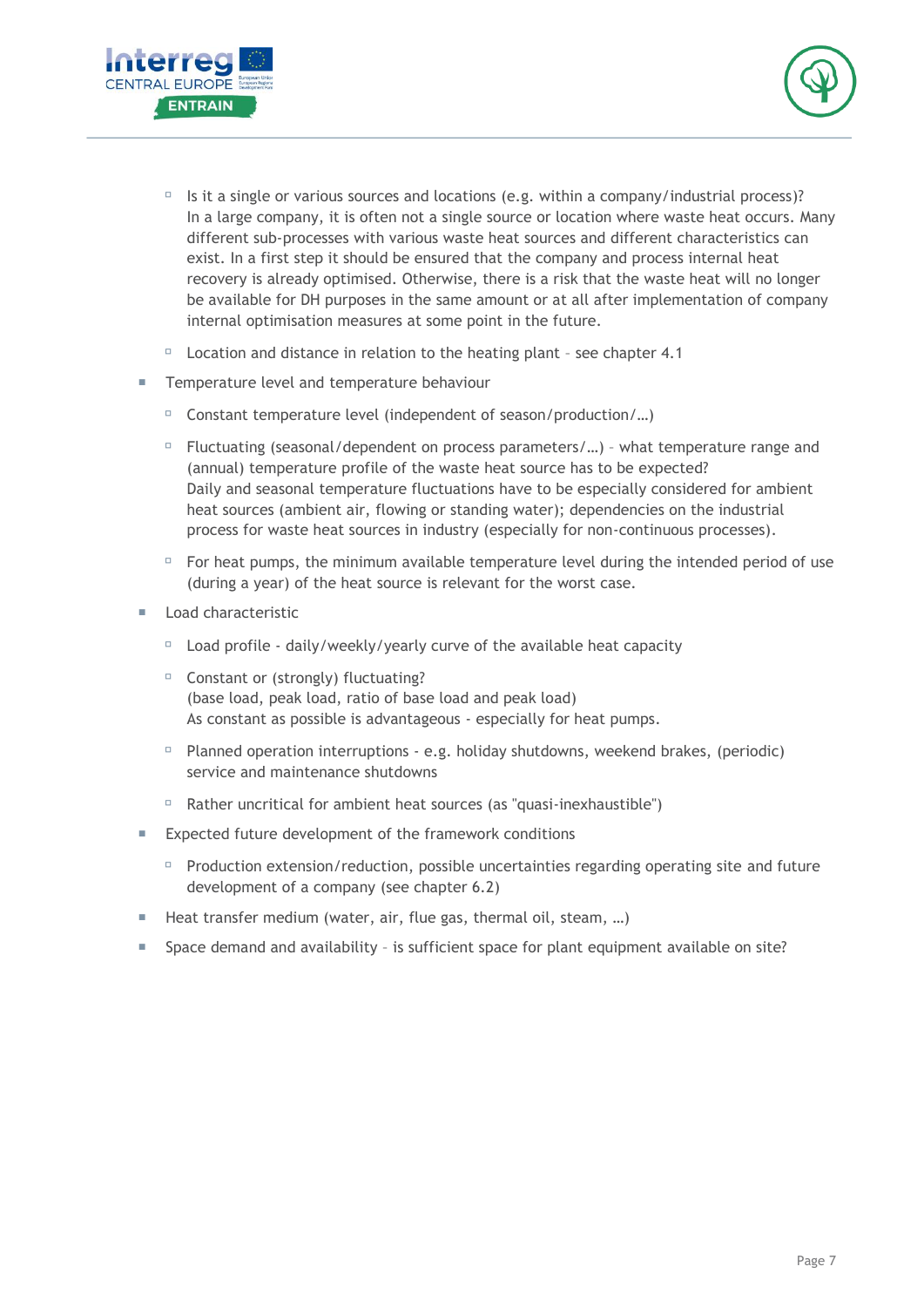- Is it a single or various sources and locations (e.g. within a company/industrial process)?
    In a large company, it is often not a single source or location where waste heat occurs. Many different sub-processes with various waste heat sources and different characteristics can exist. In a first step it should be ensured that the company and process internal heat recovery is already optimised. Otherwise, there is a risk that the waste heat will no longer be available for DH purposes in the same amount or at all after implementation of company internal optimisation measures at some point in the future.
  - Location and distance in relation to the heating plant – see chapter 4.1
- Temperature level and temperature behaviour
  - Constant temperature level (independent of season/production/…)
  - Fluctuating (seasonal/dependent on process parameters/…) – what temperature range and (annual) temperature profile of the waste heat source has to be expected?
    Daily and seasonal temperature fluctuations have to be especially considered for ambient heat sources (ambient air, flowing or standing water); dependencies on the industrial process for waste heat sources in industry (especially for non-continuous processes).
  - For heat pumps, the minimum available temperature level during the intended period of use (during a year) of the heat source is relevant for the worst case.
- Load characteristic
  - Load profile - daily/weekly/yearly curve of the available heat capacity
  - Constant or (strongly) fluctuating?
    (base load, peak load, ratio of base load and peak load)
    As constant as possible is advantageous - especially for heat pumps.
  - Planned operation interruptions - e.g. holiday shutdowns, weekend brakes, (periodic) service and maintenance shutdowns
  - Rather uncritical for ambient heat sources (as "quasi-inexhaustible")
- Expected future development of the framework conditions
  - Production extension/reduction, possible uncertainties regarding operating site and future development of a company (see chapter 6.2)
- Heat transfer medium (water, air, flue gas, thermal oil, steam, …)
- Space demand and availability – is sufficient space for plant equipment available on site?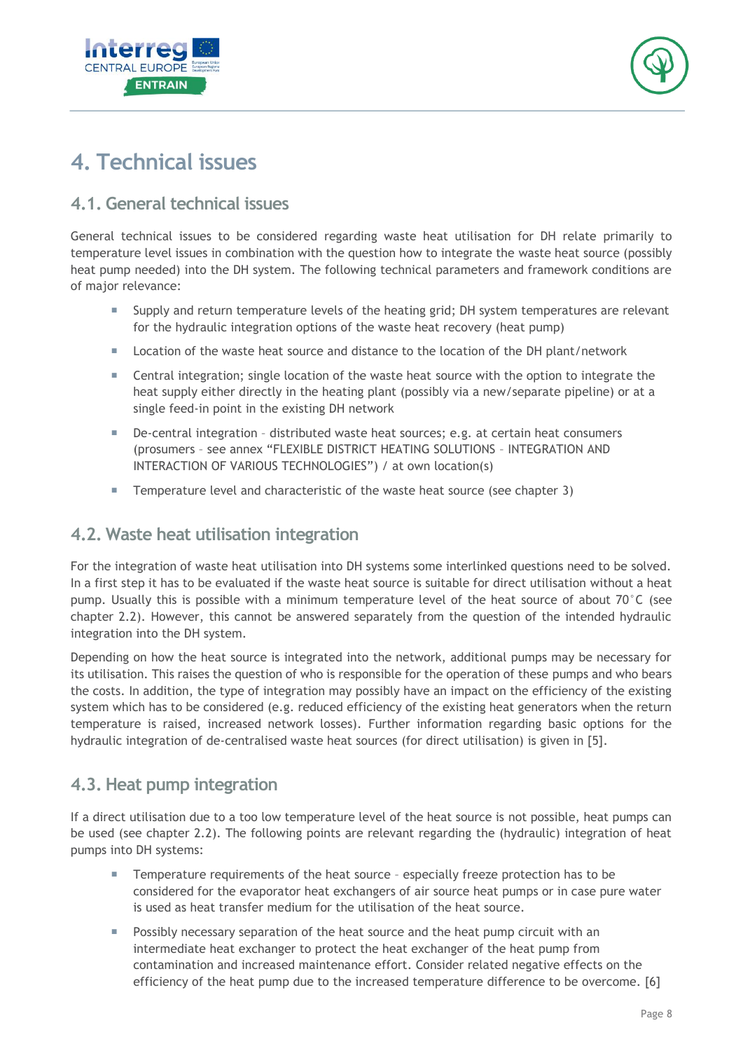# 4. Technical issues

## 4.1. General technical issues

General technical issues to be considered regarding waste heat utilisation for DH relate primarily to temperature level issues in combination with the question how to integrate the waste heat source (possibly heat pump needed) into the DH system. The following technical parameters and framework conditions are of major relevance:

- Supply and return temperature levels of the heating grid; DH system temperatures are relevant for the hydraulic integration options of the waste heat recovery (heat pump)
- Location of the waste heat source and distance to the location of the DH plant/network
- Central integration; single location of the waste heat source with the option to integrate the heat supply either directly in the heating plant (possibly via a new/separate pipeline) or at a single feed-in point in the existing DH network
- De-central integration - distributed waste heat sources; e.g. at certain heat consumers (prosumers - see annex "FLEXIBLE DISTRICT HEATING SOLUTIONS - INTEGRATION AND INTERACTION OF VARIOUS TECHNOLOGIES") / at own location(s)
- Temperature level and characteristic of the waste heat source (see chapter 3)

## 4.2. Waste heat utilisation integration

For the integration of waste heat utilisation into DH systems some interlinked questions need to be solved. In a first step it has to be evaluated if the waste heat source is suitable for direct utilisation without a heat pump. Usually this is possible with a minimum temperature level of the heat source of about 70°C (see chapter 2.2). However, this cannot be answered separately from the question of the intended hydraulic integration into the DH system.

Depending on how the heat source is integrated into the network, additional pumps may be necessary for its utilisation. This raises the question of who is responsible for the operation of these pumps and who bears the costs. In addition, the type of integration may possibly have an impact on the efficiency of the existing system which has to be considered (e.g. reduced efficiency of the existing heat generators when the return temperature is raised, increased network losses). Further information regarding basic options for the hydraulic integration of de-centralised waste heat sources (for direct utilisation) is given in [5].

## 4.3. Heat pump integration

If a direct utilisation due to a too low temperature level of the heat source is not possible, heat pumps can be used (see chapter 2.2). The following points are relevant regarding the (hydraulic) integration of heat pumps into DH systems:

- Temperature requirements of the heat source - especially freeze protection has to be considered for the evaporator heat exchangers of air source heat pumps or in case pure water is used as heat transfer medium for the utilisation of the heat source.
- Possibly necessary separation of the heat source and the heat pump circuit with an intermediate heat exchanger to protect the heat exchanger of the heat pump from contamination and increased maintenance effort. Consider related negative effects on the efficiency of the heat pump due to the increased temperature difference to be overcome. [6]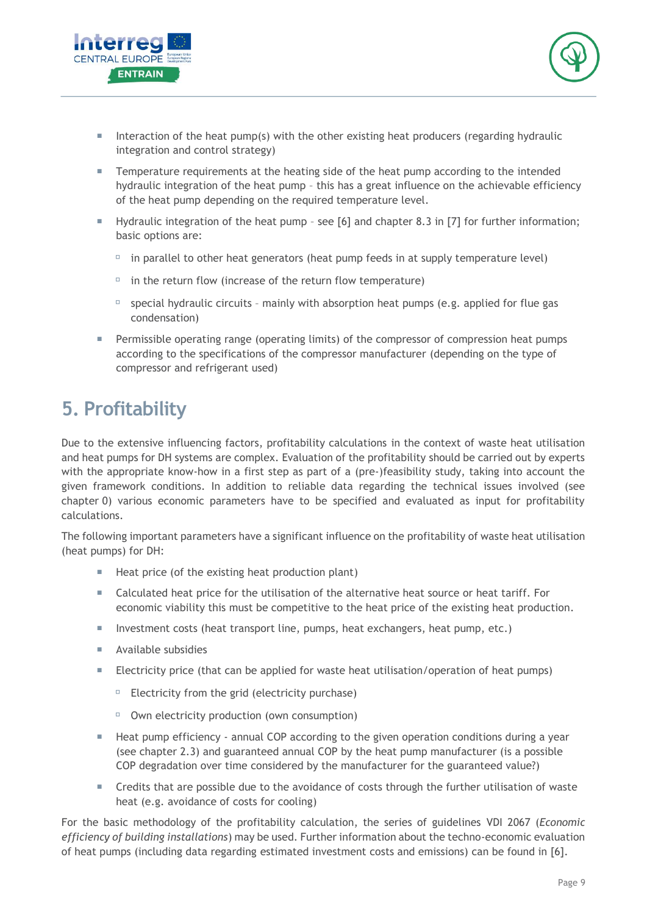- Interaction of the heat pump(s) with the other existing heat producers (regarding hydraulic integration and control strategy)
- Temperature requirements at the heating side of the heat pump according to the intended hydraulic integration of the heat pump – this has a great influence on the achievable efficiency of the heat pump depending on the required temperature level.
- Hydraulic integration of the heat pump – see [6] and chapter 8.3 in [7] for further information; basic options are:
  - in parallel to other heat generators (heat pump feeds in at supply temperature level)
  - in the return flow (increase of the return flow temperature)
  - special hydraulic circuits – mainly with absorption heat pumps (e.g. applied for flue gas condensation)
- Permissible operating range (operating limits) of the compressor of compression heat pumps according to the specifications of the compressor manufacturer (depending on the type of compressor and refrigerant used)

# 5. Profitability

Due to the extensive influencing factors, profitability calculations in the context of waste heat utilisation and heat pumps for DH systems are complex. Evaluation of the profitability should be carried out by experts with the appropriate know-how in a first step as part of a (pre-)feasibility study, taking into account the given framework conditions. In addition to reliable data regarding the technical issues involved (see chapter 0) various economic parameters have to be specified and evaluated as input for profitability calculations.

The following important parameters have a significant influence on the profitability of waste heat utilisation (heat pumps) for DH:

- Heat price (of the existing heat production plant)
- Calculated heat price for the utilisation of the alternative heat source or heat tariff. For economic viability this must be competitive to the heat price of the existing heat production.
- Investment costs (heat transport line, pumps, heat exchangers, heat pump, etc.)
- Available subsidies
- Electricity price (that can be applied for waste heat utilisation/operation of heat pumps)
  - Electricity from the grid (electricity purchase)
  - Own electricity production (own consumption)
- Heat pump efficiency - annual COP according to the given operation conditions during a year (see chapter 2.3) and guaranteed annual COP by the heat pump manufacturer (is a possible COP degradation over time considered by the manufacturer for the guaranteed value?)
- Credits that are possible due to the avoidance of costs through the further utilisation of waste heat (e.g. avoidance of costs for cooling)

For the basic methodology of the profitability calculation, the series of guidelines VDI 2067 (*Economic efficiency of building installations*) may be used. Further information about the techno-economic evaluation of heat pumps (including data regarding estimated investment costs and emissions) can be found in [6].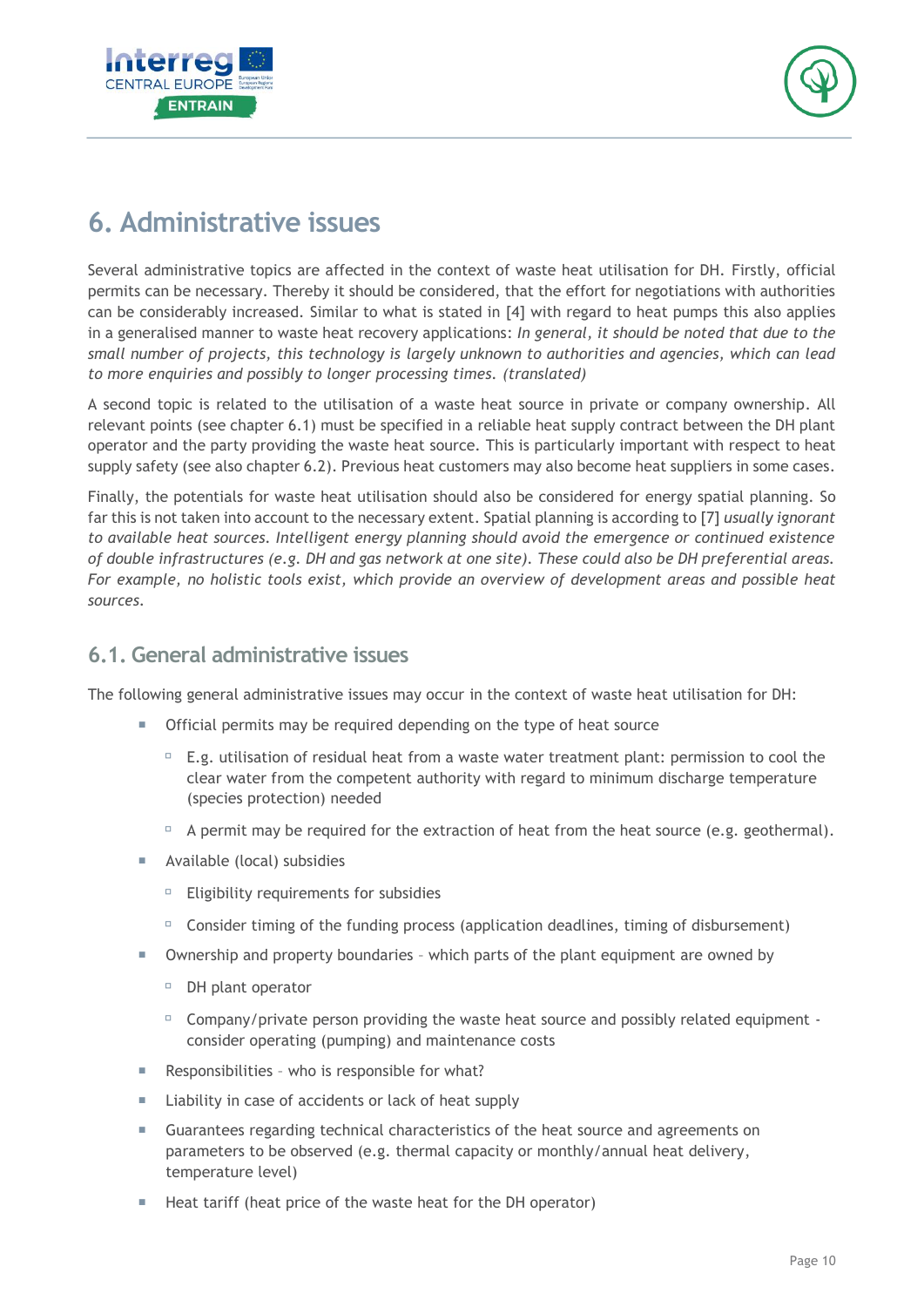# 6. Administrative issues

Several administrative topics are affected in the context of waste heat utilisation for DH. Firstly, official permits can be necessary. Thereby it should be considered, that the effort for negotiations with authorities can be considerably increased. Similar to what is stated in [4] with regard to heat pumps this also applies in a generalised manner to waste heat recovery applications: *In general, it should be noted that due to the small number of projects, this technology is largely unknown to authorities and agencies, which can lead to more enquiries and possibly to longer processing times. (translated)*

A second topic is related to the utilisation of a waste heat source in private or company ownership. All relevant points (see chapter 6.1) must be specified in a reliable heat supply contract between the DH plant operator and the party providing the waste heat source. This is particularly important with respect to heat supply safety (see also chapter 6.2). Previous heat customers may also become heat suppliers in some cases.

Finally, the potentials for waste heat utilisation should also be considered for energy spatial planning. So far this is not taken into account to the necessary extent. Spatial planning is according to [7] *usually ignorant to available heat sources. Intelligent energy planning should avoid the emergence or continued existence of double infrastructures (e.g. DH and gas network at one site). These could also be DH preferential areas. For example, no holistic tools exist, which provide an overview of development areas and possible heat sources.*

## 6.1. General administrative issues

The following general administrative issues may occur in the context of waste heat utilisation for DH:

- Official permits may be required depending on the type of heat source
  - E.g. utilisation of residual heat from a waste water treatment plant: permission to cool the clear water from the competent authority with regard to minimum discharge temperature (species protection) needed
  - A permit may be required for the extraction of heat from the heat source (e.g. geothermal).
- Available (local) subsidies
  - Eligibility requirements for subsidies
  - Consider timing of the funding process (application deadlines, timing of disbursement)
- Ownership and property boundaries – which parts of the plant equipment are owned by
  - DH plant operator
  - Company/private person providing the waste heat source and possibly related equipment - consider operating (pumping) and maintenance costs
- Responsibilities – who is responsible for what?
- Liability in case of accidents or lack of heat supply
- Guarantees regarding technical characteristics of the heat source and agreements on parameters to be observed (e.g. thermal capacity or monthly/annual heat delivery, temperature level)
- Heat tariff (heat price of the waste heat for the DH operator)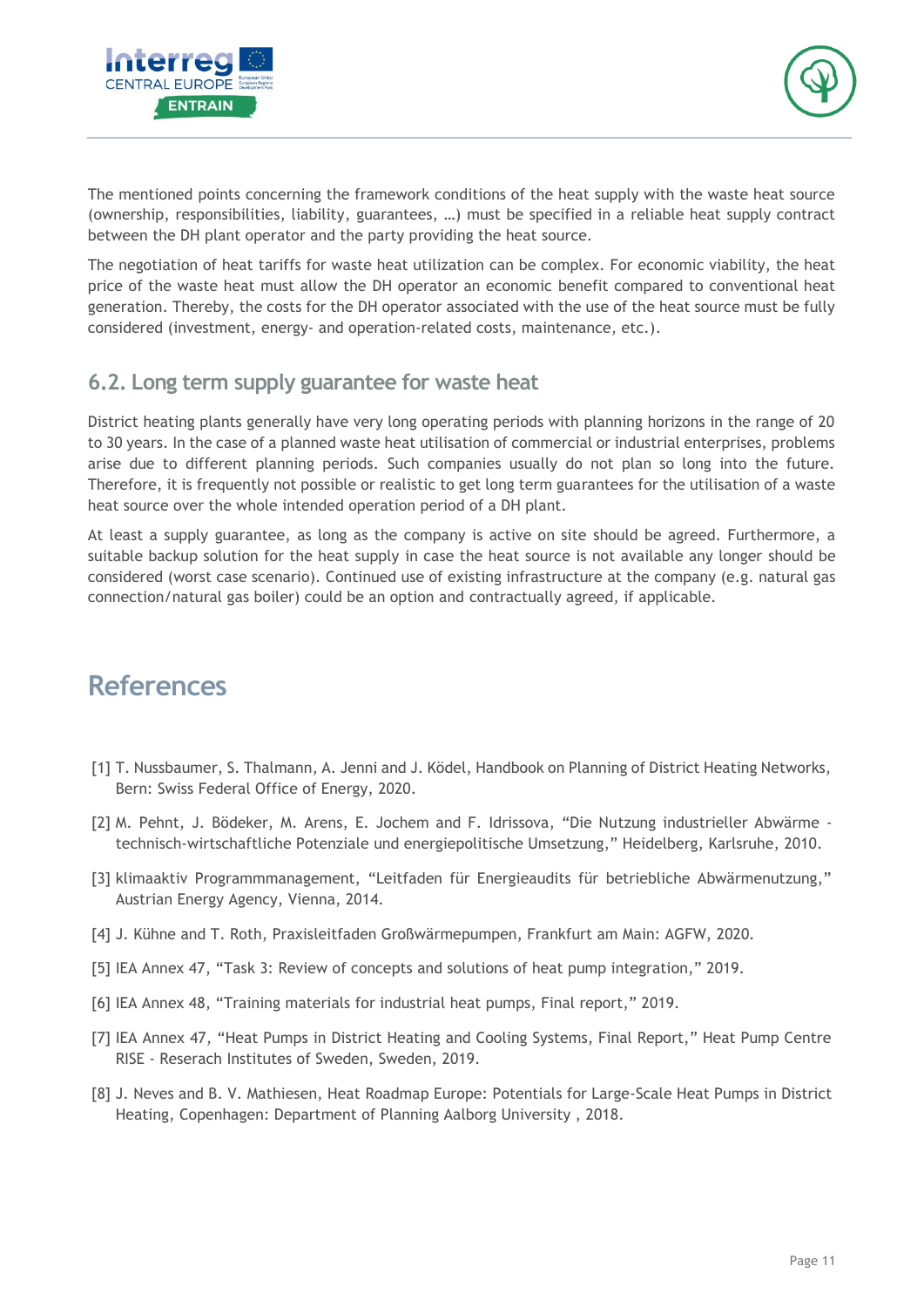The mentioned points concerning the framework conditions of the heat supply with the waste heat source (ownership, responsibilities, liability, guarantees, …) must be specified in a reliable heat supply contract between the DH plant operator and the party providing the heat source.

The negotiation of heat tariffs for waste heat utilization can be complex. For economic viability, the heat price of the waste heat must allow the DH operator an economic benefit compared to conventional heat generation. Thereby, the costs for the DH operator associated with the use of the heat source must be fully considered (investment, energy- and operation-related costs, maintenance, etc.).

## 6.2. Long term supply guarantee for waste heat

District heating plants generally have very long operating periods with planning horizons in the range of 20 to 30 years. In the case of a planned waste heat utilisation of commercial or industrial enterprises, problems arise due to different planning periods. Such companies usually do not plan so long into the future. Therefore, it is frequently not possible or realistic to get long term guarantees for the utilisation of a waste heat source over the whole intended operation period of a DH plant.

At least a supply guarantee, as long as the company is active on site should be agreed. Furthermore, a suitable backup solution for the heat supply in case the heat source is not available any longer should be considered (worst case scenario). Continued use of existing infrastructure at the company (e.g. natural gas connection/natural gas boiler) could be an option and contractually agreed, if applicable.

# References

[1] T. Nussbaumer, S. Thalmann, A. Jenni and J. Ködel, Handbook on Planning of District Heating Networks, Bern: Swiss Federal Office of Energy, 2020.

[2] M. Pehnt, J. Bödeker, M. Arens, E. Jochem and F. Idrissova, "Die Nutzung industrieller Abwärme - technisch-wirtschaftliche Potenziale und energiepolitische Umsetzung," Heidelberg, Karlsruhe, 2010.

[3] klimaaktiv Programmmanagement, "Leitfaden für Energieaudits für betriebliche Abwärmenutzung," Austrian Energy Agency, Vienna, 2014.

[4] J. Kühne and T. Roth, Praxisleitfaden Großwärmepumpen, Frankfurt am Main: AGFW, 2020.

[5] IEA Annex 47, "Task 3: Review of concepts and solutions of heat pump integration," 2019.

[6] IEA Annex 48, "Training materials for industrial heat pumps, Final report," 2019.

[7] IEA Annex 47, "Heat Pumps in District Heating and Cooling Systems, Final Report," Heat Pump Centre RISE - Reserach Institutes of Sweden, Sweden, 2019.

[8] J. Neves and B. V. Mathiesen, Heat Roadmap Europe: Potentials for Large-Scale Heat Pumps in District Heating, Copenhagen: Department of Planning Aalborg University , 2018.